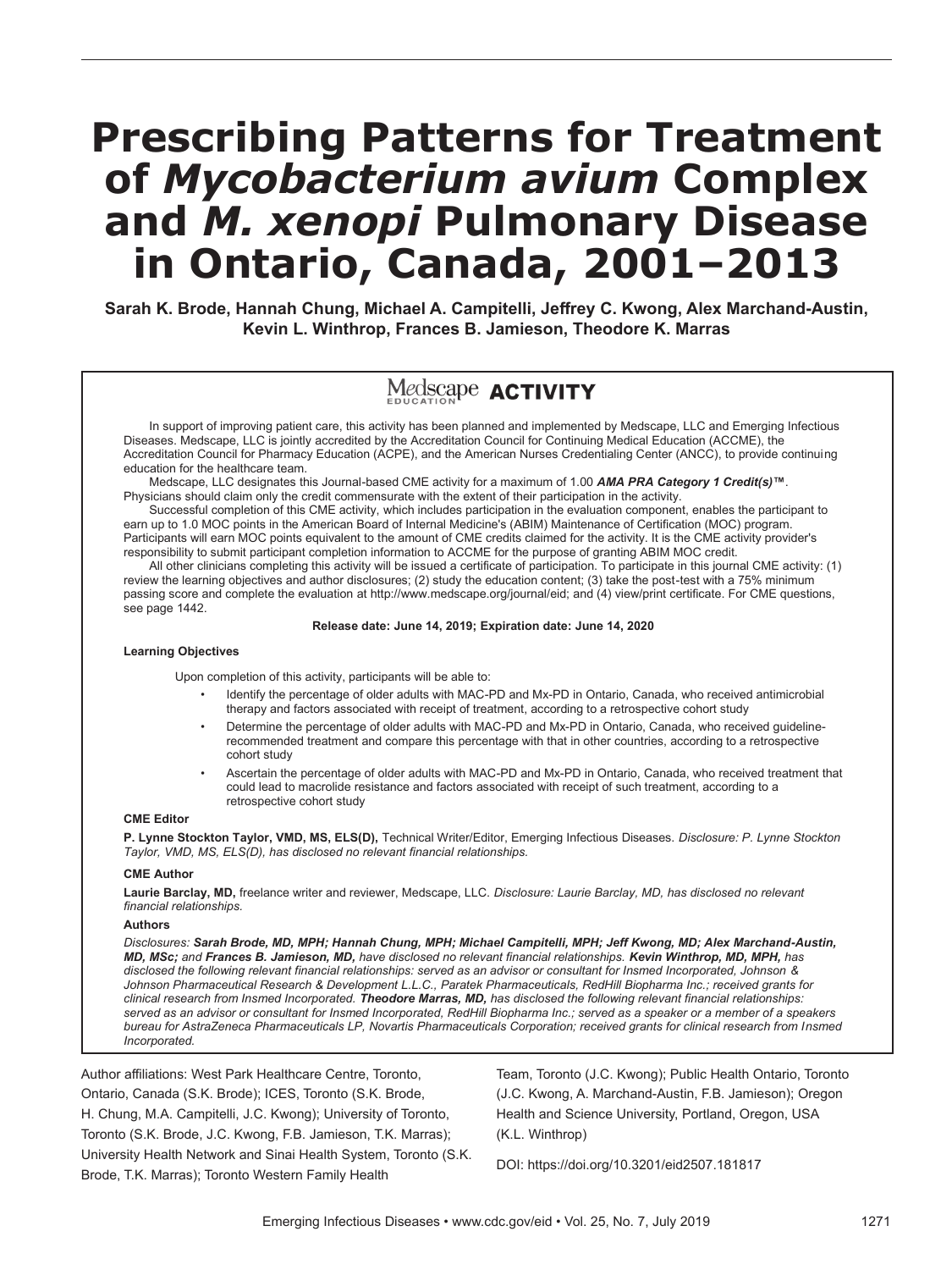# Prescribing Patterns for Treatment of *Mycobacterium avium* Complex and *M. xenopi* Pulmonary Disease in Ontario, Canada, 2001–2013

**Sarah K. Brode, Hannah Chung, Michael A. Campitelli, Jeffrey C. Kwong, Alex Marchand-Austin, Kevin L. Winthrop, Frances B. Jamieson, Theodore K. Marras**

## Medscape EDUCATION ACTIVITY

In support of improving patient care, this activity has been planned and implemented by Medscape, LLC and Emerging Infectious Diseases. Medscape, LLC is jointly accredited by the Accreditation Council for Continuing Medical Education (ACCME), the Accreditation Council for Pharmacy Education (ACPE), and the American Nurses Credentialing Center (ANCC), to provide continuing education for the healthcare team.

Medscape, LLC designates this Journal-based CME activity for a maximum of 1.00 ***AMA PRA Category 1 Credit(s)™***. Physicians should claim only the credit commensurate with the extent of their participation in the activity.

Successful completion of this CME activity, which includes participation in the evaluation component, enables the participant to earn up to 1.0 MOC points in the American Board of Internal Medicine's (ABIM) Maintenance of Certification (MOC) program. Participants will earn MOC points equivalent to the amount of CME credits claimed for the activity. It is the CME activity provider's responsibility to submit participant completion information to ACCME for the purpose of granting ABIM MOC credit.

All other clinicians completing this activity will be issued a certificate of participation. To participate in this journal CME activity: (1) review the learning objectives and author disclosures; (2) study the education content; (3) take the post-test with a 75% minimum passing score and complete the evaluation at http://www.medscape.org/journal/eid; and (4) view/print certificate. For CME questions, see page 1442.

**Release date: June 14, 2019; Expiration date: June 14, 2020**

### Learning Objectives

Upon completion of this activity, participants will be able to:

- Identify the percentage of older adults with MAC-PD and Mx-PD in Ontario, Canada, who received antimicrobial therapy and factors associated with receipt of treatment, according to a retrospective cohort study
- Determine the percentage of older adults with MAC-PD and Mx-PD in Ontario, Canada, who received guideline-recommended treatment and compare this percentage with that in other countries, according to a retrospective cohort study
- Ascertain the percentage of older adults with MAC-PD and Mx-PD in Ontario, Canada, who received treatment that could lead to macrolide resistance and factors associated with receipt of such treatment, according to a retrospective cohort study

### CME Editor

**P. Lynne Stockton Taylor, VMD, MS, ELS(D),** Technical Writer/Editor, Emerging Infectious Diseases. *Disclosure: P. Lynne Stockton Taylor, VMD, MS, ELS(D), has disclosed no relevant financial relationships.*

### CME Author

**Laurie Barclay, MD,** freelance writer and reviewer, Medscape, LLC. *Disclosure: Laurie Barclay, MD, has disclosed no relevant financial relationships.*

### Authors

*Disclosures:* ***Sarah Brode, MD, MPH; Hannah Chung, MPH; Michael Campitelli, MPH; Jeff Kwong, MD; Alex Marchand-Austin, MD, MSc;*** *and* ***Frances B. Jamieson, MD,*** *have disclosed no relevant financial relationships.* ***Kevin Winthrop, MD, MPH,*** *has disclosed the following relevant financial relationships: served as an advisor or consultant for Insmed Incorporated, Johnson & Johnson Pharmaceutical Research & Development L.L.C., Paratek Pharmaceuticals, RedHill Biopharma Inc.; received grants for clinical research from Insmed Incorporated.* ***Theodore Marras, MD,*** *has disclosed the following relevant financial relationships: served as an advisor or consultant for Insmed Incorporated, RedHill Biopharma Inc.; served as a speaker or a member of a speakers bureau for AstraZeneca Pharmaceuticals LP, Novartis Pharmaceuticals Corporation; received grants for clinical research from Insmed Incorporated.*

Author affiliations: West Park Healthcare Centre, Toronto, Ontario, Canada (S.K. Brode); ICES, Toronto (S.K. Brode, H. Chung, M.A. Campitelli, J.C. Kwong); University of Toronto, Toronto (S.K. Brode, J.C. Kwong, F.B. Jamieson, T.K. Marras); University Health Network and Sinai Health System, Toronto (S.K. Brode, T.K. Marras); Toronto Western Family Health Team, Toronto (J.C. Kwong); Public Health Ontario, Toronto (J.C. Kwong, A. Marchand-Austin, F.B. Jamieson); Oregon Health and Science University, Portland, Oregon, USA (K.L. Winthrop)

DOI: https://doi.org/10.3201/eid2507.181817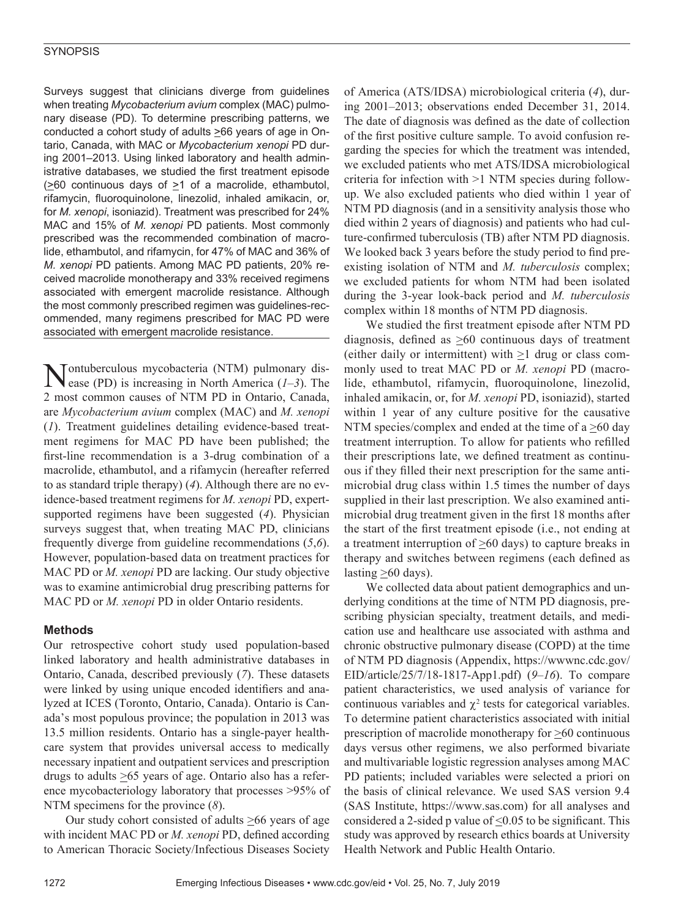Surveys suggest that clinicians diverge from guidelines when treating *Mycobacterium avium* complex (MAC) pulmonary disease (PD). To determine prescribing patterns, we conducted a cohort study of adults ≥66 years of age in Ontario, Canada, with MAC or *Mycobacterium xenopi* PD during 2001–2013. Using linked laboratory and health administrative databases, we studied the first treatment episode (≥60 continuous days of ≥1 of a macrolide, ethambutol, rifamycin, fluoroquinolone, linezolid, inhaled amikacin, or, for *M. xenopi*, isoniazid). Treatment was prescribed for 24% MAC and 15% of *M. xenopi* PD patients. Most commonly prescribed was the recommended combination of macrolide, ethambutol, and rifamycin, for 47% of MAC and 36% of *M. xenopi* PD patients. Among MAC PD patients, 20% received macrolide monotherapy and 33% received regimens associated with emergent macrolide resistance. Although the most commonly prescribed regimen was guidelines-recommended, many regimens prescribed for MAC PD were associated with emergent macrolide resistance.

Nontuberculous mycobacteria (NTM) pulmonary disease (PD) is increasing in North America (*1–3*). The 2 most common causes of NTM PD in Ontario, Canada, are *Mycobacterium avium* complex (MAC) and *M. xenopi* (*1*). Treatment guidelines detailing evidence-based treatment regimens for MAC PD have been published; the first-line recommendation is a 3-drug combination of a macrolide, ethambutol, and a rifamycin (hereafter referred to as standard triple therapy) (*4*). Although there are no evidence-based treatment regimens for *M. xenopi* PD, expert-supported regimens have been suggested (*4*). Physician surveys suggest that, when treating MAC PD, clinicians frequently diverge from guideline recommendations (*5*,*6*). However, population-based data on treatment practices for MAC PD or *M. xenopi* PD are lacking. Our study objective was to examine antimicrobial drug prescribing patterns for MAC PD or *M. xenopi* PD in older Ontario residents.

## Methods

Our retrospective cohort study used population-based linked laboratory and health administrative databases in Ontario, Canada, described previously (*7*). These datasets were linked by using unique encoded identifiers and analyzed at ICES (Toronto, Ontario, Canada). Ontario is Canada's most populous province; the population in 2013 was 13.5 million residents. Ontario has a single-payer healthcare system that provides universal access to medically necessary inpatient and outpatient services and prescription drugs to adults ≥65 years of age. Ontario also has a reference mycobacteriology laboratory that processes >95% of NTM specimens for the province (*8*).

Our study cohort consisted of adults ≥66 years of age with incident MAC PD or *M. xenopi* PD, defined according to American Thoracic Society/Infectious Diseases Society of America (ATS/IDSA) microbiological criteria (*4*), during 2001–2013; observations ended December 31, 2014. The date of diagnosis was defined as the date of collection of the first positive culture sample. To avoid confusion regarding the species for which the treatment was intended, we excluded patients who met ATS/IDSA microbiological criteria for infection with >1 NTM species during follow-up. We also excluded patients who died within 1 year of NTM PD diagnosis (and in a sensitivity analysis those who died within 2 years of diagnosis) and patients who had culture-confirmed tuberculosis (TB) after NTM PD diagnosis. We looked back 3 years before the study period to find preexisting isolation of NTM and *M. tuberculosis* complex; we excluded patients for whom NTM had been isolated during the 3-year look-back period and *M. tuberculosis* complex within 18 months of NTM PD diagnosis.

We studied the first treatment episode after NTM PD diagnosis, defined as ≥60 continuous days of treatment (either daily or intermittent) with ≥1 drug or class commonly used to treat MAC PD or *M. xenopi* PD (macrolide, ethambutol, rifamycin, fluoroquinolone, linezolid, inhaled amikacin, or, for *M. xenopi* PD, isoniazid), started within 1 year of any culture positive for the causative NTM species/complex and ended at the time of a ≥60 day treatment interruption. To allow for patients who refilled their prescriptions late, we defined treatment as continuous if they filled their next prescription for the same antimicrobial drug class within 1.5 times the number of days supplied in their last prescription. We also examined antimicrobial drug treatment given in the first 18 months after the start of the first treatment episode (i.e., not ending at a treatment interruption of ≥60 days) to capture breaks in therapy and switches between regimens (each defined as lasting ≥60 days).

We collected data about patient demographics and underlying conditions at the time of NTM PD diagnosis, prescribing physician specialty, treatment details, and medication use and healthcare use associated with asthma and chronic obstructive pulmonary disease (COPD) at the time of NTM PD diagnosis (Appendix, https://wwwnc.cdc.gov/EID/article/25/7/18-1817-App1.pdf) (*9–16*). To compare patient characteristics, we used analysis of variance for continuous variables and $\chi^2$ tests for categorical variables. To determine patient characteristics associated with initial prescription of macrolide monotherapy for ≥60 continuous days versus other regimens, we also performed bivariate and multivariable logistic regression analyses among MAC PD patients; included variables were selected a priori on the basis of clinical relevance. We used SAS version 9.4 (SAS Institute, https://www.sas.com) for all analyses and considered a 2-sided p value of ≤0.05 to be significant. This study was approved by research ethics boards at University Health Network and Public Health Ontario.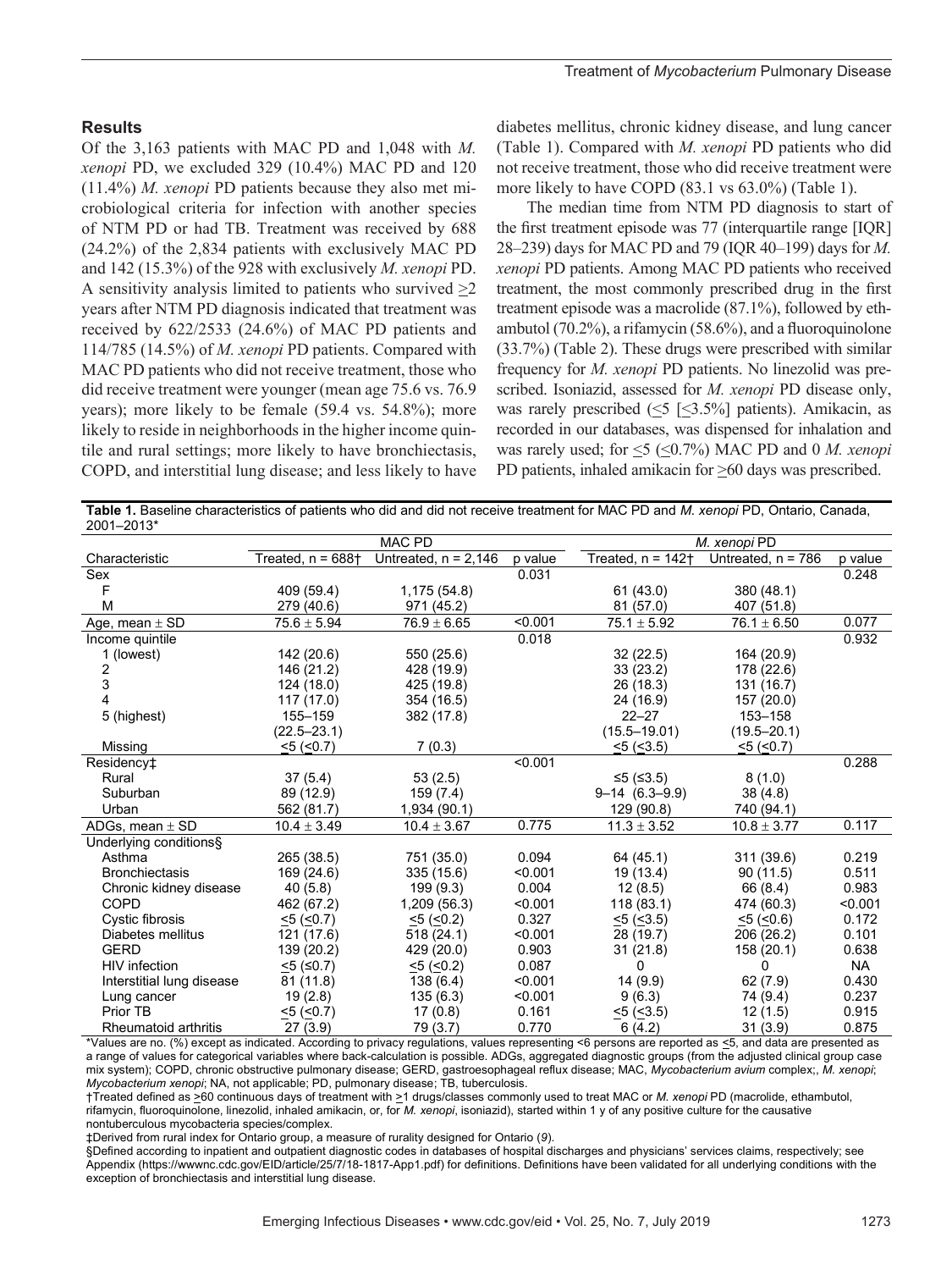## Results

Of the 3,163 patients with MAC PD and 1,048 with *M. xenopi* PD, we excluded 329 (10.4%) MAC PD and 120 (11.4%) *M. xenopi* PD patients because they also met microbiological criteria for infection with another species of NTM PD or had TB. Treatment was received by 688 (24.2%) of the 2,834 patients with exclusively MAC PD and 142 (15.3%) of the 928 with exclusively *M. xenopi* PD. A sensitivity analysis limited to patients who survived ≥2 years after NTM PD diagnosis indicated that treatment was received by 622/2533 (24.6%) of MAC PD patients and 114/785 (14.5%) of *M. xenopi* PD patients. Compared with MAC PD patients who did not receive treatment, those who did receive treatment were younger (mean age 75.6 vs. 76.9 years); more likely to be female (59.4 vs. 54.8%); more likely to reside in neighborhoods in the higher income quintile and rural settings; more likely to have bronchiectasis, COPD, and interstitial lung disease; and less likely to have diabetes mellitus, chronic kidney disease, and lung cancer (Table 1). Compared with *M. xenopi* PD patients who did not receive treatment, those who did receive treatment were more likely to have COPD (83.1 vs 63.0%) (Table 1).

The median time from NTM PD diagnosis to start of the first treatment episode was 77 (interquartile range [IQR] 28–239) days for MAC PD and 79 (IQR 40–199) days for *M. xenopi* PD patients. Among MAC PD patients who received treatment, the most commonly prescribed drug in the first treatment episode was a macrolide (87.1%), followed by ethambutol (70.2%), a rifamycin (58.6%), and a fluoroquinolone (33.7%) (Table 2). These drugs were prescribed with similar frequency for *M. xenopi* PD patients. No linezolid was prescribed. Isoniazid, assessed for *M. xenopi* PD disease only, was rarely prescribed (≤5 [≤3.5%] patients). Amikacin, as recorded in our databases, was dispensed for inhalation and was rarely used; for ≤5 (≤0.7%) MAC PD and 0 *M. xenopi* PD patients, inhaled amikacin for ≥60 days was prescribed.

**Table 1.** Baseline characteristics of patients who did and did not receive treatment for MAC PD and *M. xenopi* PD, Ontario, Canada, 2001–2013*

| | MAC PD | | | *M. xenopi* PD | | |
|---|---|---|---|---|---|---|
| Characteristic | Treated, n = 688† | Untreated, n = 2,146 | p value | Treated, n = 142† | Untreated, n = 786 | p value |
| Sex | | | 0.031 | | | 0.248 |
| F | 409 (59.4) | 1,175 (54.8) | | 61 (43.0) | 380 (48.1) | |
| M | 279 (40.6) | 971 (45.2) | | 81 (57.0) | 407 (51.8) | |
| Age, mean ± SD | 75.6 ± 5.94 | 76.9 ± 6.65 | <0.001 | 75.1 ± 5.92 | 76.1 ± 6.50 | 0.077 |
| Income quintile | | | 0.018 | | | 0.932 |
| 1 (lowest) | 142 (20.6) | 550 (25.6) | | 32 (22.5) | 164 (20.9) | |
| 2 | 146 (21.2) | 428 (19.9) | | 33 (23.2) | 178 (22.6) | |
| 3 | 124 (18.0) | 425 (19.8) | | 26 (18.3) | 131 (16.7) | |
| 4 | 117 (17.0) | 354 (16.5) | | 24 (16.9) | 157 (20.0) | |
| 5 (highest) | 155–159 (22.5–23.1) | 382 (17.8) | | 22–27 (15.5–19.01) | 153–158 (19.5–20.1) | |
| Missing | ≤5 (≤0.7) | 7 (0.3) | | ≤5 (≤3.5) | ≤5 (≤0.7) | |
| Residency‡ | | | <0.001 | | | 0.288 |
| Rural | 37 (5.4) | 53 (2.5) | | ≤5 (≤3.5) | 8 (1.0) | |
| Suburban | 89 (12.9) | 159 (7.4) | | 9–14 (6.3–9.9) | 38 (4.8) | |
| Urban | 562 (81.7) | 1,934 (90.1) | | 129 (90.8) | 740 (94.1) | |
| ADGs, mean ± SD | 10.4 ± 3.49 | 10.4 ± 3.67 | 0.775 | 11.3 ± 3.52 | 10.8 ± 3.77 | 0.117 |
| Underlying conditions§ | | | | | | |
| Asthma | 265 (38.5) | 751 (35.0) | 0.094 | 64 (45.1) | 311 (39.6) | 0.219 |
| Bronchiectasis | 169 (24.6) | 335 (15.6) | <0.001 | 19 (13.4) | 90 (11.5) | 0.511 |
| Chronic kidney disease | 40 (5.8) | 199 (9.3) | 0.004 | 12 (8.5) | 66 (8.4) | 0.983 |
| COPD | 462 (67.2) | 1,209 (56.3) | <0.001 | 118 (83.1) | 474 (60.3) | <0.001 |
| Cystic fibrosis | ≤5 (≤0.7) | ≤5 (≤0.2) | 0.327 | ≤5 (≤3.5) | ≤5 (≤0.6) | 0.172 |
| Diabetes mellitus | 121 (17.6) | 518 (24.1) | <0.001 | 28 (19.7) | 206 (26.2) | 0.101 |
| GERD | 139 (20.2) | 429 (20.0) | 0.903 | 31 (21.8) | 158 (20.1) | 0.638 |
| HIV infection | ≤5 (≤0.7) | ≤5 (≤0.2) | 0.087 | 0 | 0 | NA |
| Interstitial lung disease | 81 (11.8) | 138 (6.4) | <0.001 | 14 (9.9) | 62 (7.9) | 0.430 |
| Lung cancer | 19 (2.8) | 135 (6.3) | <0.001 | 9 (6.3) | 74 (9.4) | 0.237 |
| Prior TB | ≤5 (≤0.7) | 17 (0.8) | 0.161 | ≤5 (≤3.5) | 12 (1.5) | 0.915 |
| Rheumatoid arthritis | 27 (3.9) | 79 (3.7) | 0.770 | 6 (4.2) | 31 (3.9) | 0.875 |

*Values are no. (%) except as indicated. According to privacy regulations, values representing <6 persons are reported as ≤5, and data are presented as a range of values for categorical variables where back-calculation is possible. ADGs, aggregated diagnostic groups (from the adjusted clinical group case mix system); COPD, chronic obstructive pulmonary disease; GERD, gastroesophageal reflux disease; MAC, *Mycobacterium avium* complex;, *M. xenopi*; *Mycobacterium xenopi*; NA, not applicable; PD, pulmonary disease; TB, tuberculosis.
†Treated defined as ≥60 continuous days of treatment with ≥1 drugs/classes commonly used to treat MAC or *M. xenopi* PD (macrolide, ethambutol, rifamycin, fluoroquinolone, linezolid, inhaled amikacin, or, for *M. xenopi*, isoniazid), started within 1 y of any positive culture for the causative nontuberculous mycobacteria species/complex.
‡Derived from rural index for Ontario group, a measure of rurality designed for Ontario (9).
§Defined according to inpatient and outpatient diagnostic codes in databases of hospital discharges and physicians' services claims, respectively; see Appendix (https://wwwnc.cdc.gov/EID/article/25/7/18-1817-App1.pdf) for definitions. Definitions have been validated for all underlying conditions with the exception of bronchiectasis and interstitial lung disease.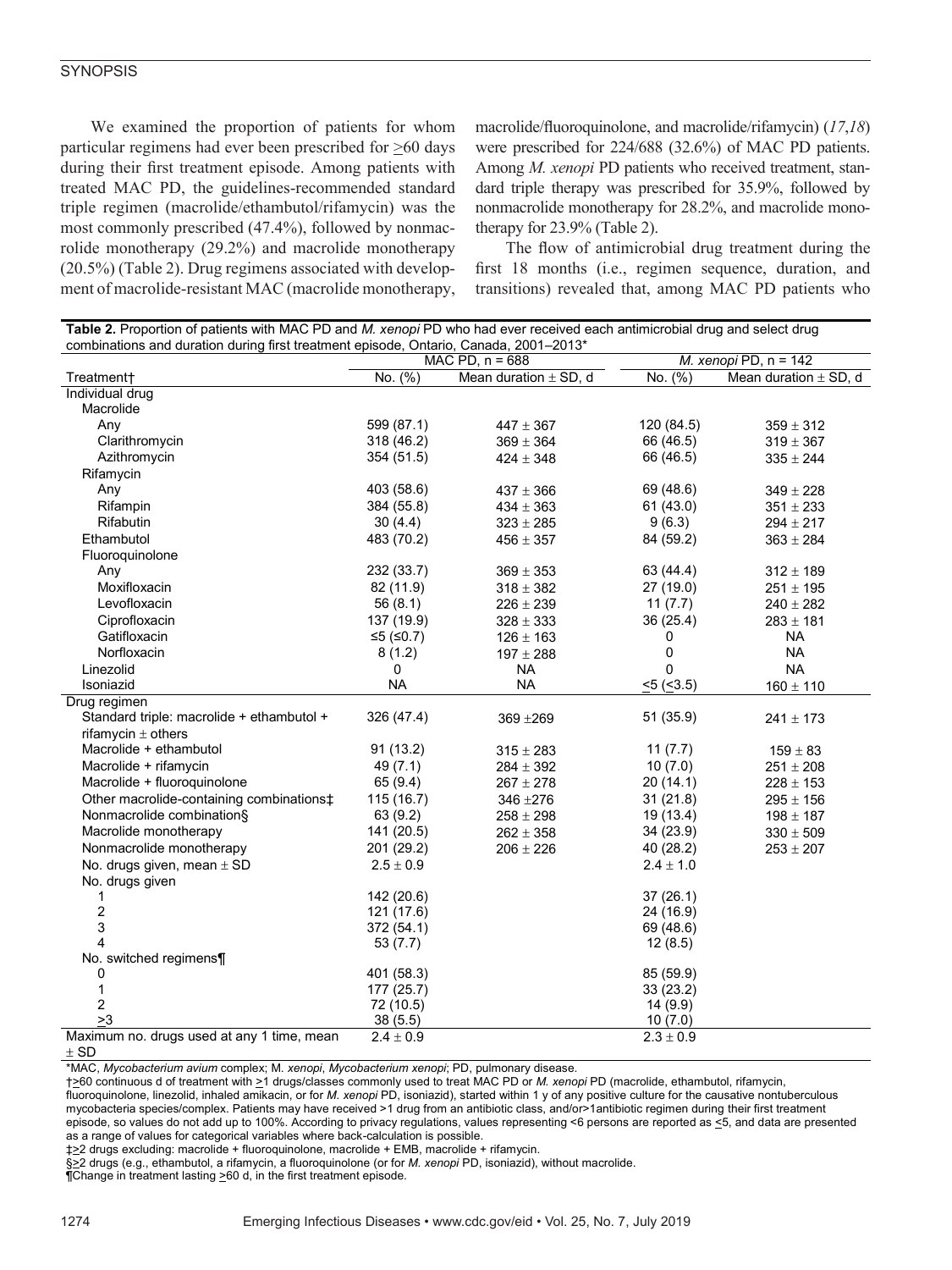We examined the proportion of patients for whom particular regimens had ever been prescribed for ≥60 days during their first treatment episode. Among patients with treated MAC PD, the guidelines-recommended standard triple regimen (macrolide/ethambutol/rifamycin) was the most commonly prescribed (47.4%), followed by nonmacrolide monotherapy (29.2%) and macrolide monotherapy (20.5%) (Table 2). Drug regimens associated with development of macrolide-resistant MAC (macrolide monotherapy, macrolide/fluoroquinolone, and macrolide/rifamycin) (*17*,*18*) were prescribed for 224/688 (32.6%) of MAC PD patients. Among *M. xenopi* PD patients who received treatment, standard triple therapy was prescribed for 35.9%, followed by nonmacrolide monotherapy for 28.2%, and macrolide monotherapy for 23.9% (Table 2).

The flow of antimicrobial drug treatment during the first 18 months (i.e., regimen sequence, duration, and transitions) revealed that, among MAC PD patients who

**Table 2.** Proportion of patients with MAC PD and *M. xenopi* PD who had ever received each antimicrobial drug and select drug combinations and duration during first treatment episode, Ontario, Canada, 2001–2013*

| | MAC PD, n = 688 | | *M. xenopi* PD, n = 142 | |
|---|---|---|---|---|
| Treatment† | No. (%) | Mean duration ± SD, d | No. (%) | Mean duration ± SD, d |
| Individual drug | | | | |
| Macrolide | | | | |
| Any | 599 (87.1) | 447 ± 367 | 120 (84.5) | 359 ± 312 |
| Clarithromycin | 318 (46.2) | 369 ± 364 | 66 (46.5) | 319 ± 367 |
| Azithromycin | 354 (51.5) | 424 ± 348 | 66 (46.5) | 335 ± 244 |
| Rifamycin | | | | |
| Any | 403 (58.6) | 437 ± 366 | 69 (48.6) | 349 ± 228 |
| Rifampin | 384 (55.8) | 434 ± 363 | 61 (43.0) | 351 ± 233 |
| Rifabutin | 30 (4.4) | 323 ± 285 | 9 (6.3) | 294 ± 217 |
| Ethambutol | 483 (70.2) | 456 ± 357 | 84 (59.2) | 363 ± 284 |
| Fluoroquinolone | | | | |
| Any | 232 (33.7) | 369 ± 353 | 63 (44.4) | 312 ± 189 |
| Moxifloxacin | 82 (11.9) | 318 ± 382 | 27 (19.0) | 251 ± 195 |
| Levofloxacin | 56 (8.1) | 226 ± 239 | 11 (7.7) | 240 ± 282 |
| Ciprofloxacin | 137 (19.9) | 328 ± 333 | 36 (25.4) | 283 ± 181 |
| Gatifloxacin | ≤5 (≤0.7) | 126 ± 163 | 0 | NA |
| Norfloxacin | 8 (1.2) | 197 ± 288 | 0 | NA |
| Linezolid | 0 | NA | 0 | NA |
| Isoniazid | NA | NA | ≤5 (≤3.5) | 160 ± 110 |
| Drug regimen | | | | |
| Standard triple: macrolide + ethambutol + rifamycin ± others | 326 (47.4) | 369 ±269 | 51 (35.9) | 241 ± 173 |
| Macrolide + ethambutol | 91 (13.2) | 315 ± 283 | 11 (7.7) | 159 ± 83 |
| Macrolide + rifamycin | 49 (7.1) | 284 ± 392 | 10 (7.0) | 251 ± 208 |
| Macrolide + fluoroquinolone | 65 (9.4) | 267 ± 278 | 20 (14.1) | 228 ± 153 |
| Other macrolide-containing combinations‡ | 115 (16.7) | 346 ±276 | 31 (21.8) | 295 ± 156 |
| Nonmacrolide combination§ | 63 (9.2) | 258 ± 298 | 19 (13.4) | 198 ± 187 |
| Macrolide monotherapy | 141 (20.5) | 262 ± 358 | 34 (23.9) | 330 ± 509 |
| Nonmacrolide monotherapy | 201 (29.2) | 206 ± 226 | 40 (28.2) | 253 ± 207 |
| No. drugs given, mean ± SD | 2.5 ± 0.9 | | 2.4 ± 1.0 | |
| No. drugs given | | | | |
| 1 | 142 (20.6) | | 37 (26.1) | |
| 2 | 121 (17.6) | | 24 (16.9) | |
| 3 | 372 (54.1) | | 69 (48.6) | |
| 4 | 53 (7.7) | | 12 (8.5) | |
| No. switched regimens¶ | | | | |
| 0 | 401 (58.3) | | 85 (59.9) | |
| 1 | 177 (25.7) | | 33 (23.2) | |
| 2 | 72 (10.5) | | 14 (9.9) | |
| ≥3 | 38 (5.5) | | 10 (7.0) | |
| Maximum no. drugs used at any 1 time, mean ± SD | 2.4 ± 0.9 | | 2.3 ± 0.9 | |

*MAC, *Mycobacterium avium* complex; M. *xenopi*, *Mycobacterium xenopi*; PD, pulmonary disease.
†≥60 continuous d of treatment with ≥1 drugs/classes commonly used to treat MAC PD or *M. xenopi* PD (macrolide, ethambutol, rifamycin, fluoroquinolone, linezolid, inhaled amikacin, or for *M. xenopi* PD, isoniazid), started within 1 y of any positive culture for the causative nontuberculous mycobacteria species/complex. Patients may have received >1 drug from an antibiotic class, and/or>1antibiotic regimen during their first treatment episode, so values do not add up to 100%. According to privacy regulations, values representing <6 persons are reported as ≤5, and data are presented as a range of values for categorical variables where back-calculation is possible.
‡≥2 drugs excluding: macrolide + fluoroquinolone, macrolide + EMB, macrolide + rifamycin.
§≥2 drugs (e.g., ethambutol, a rifamycin, a fluoroquinolone (or for *M. xenopi* PD, isoniazid), without macrolide.
¶Change in treatment lasting ≥60 d, in the first treatment episode.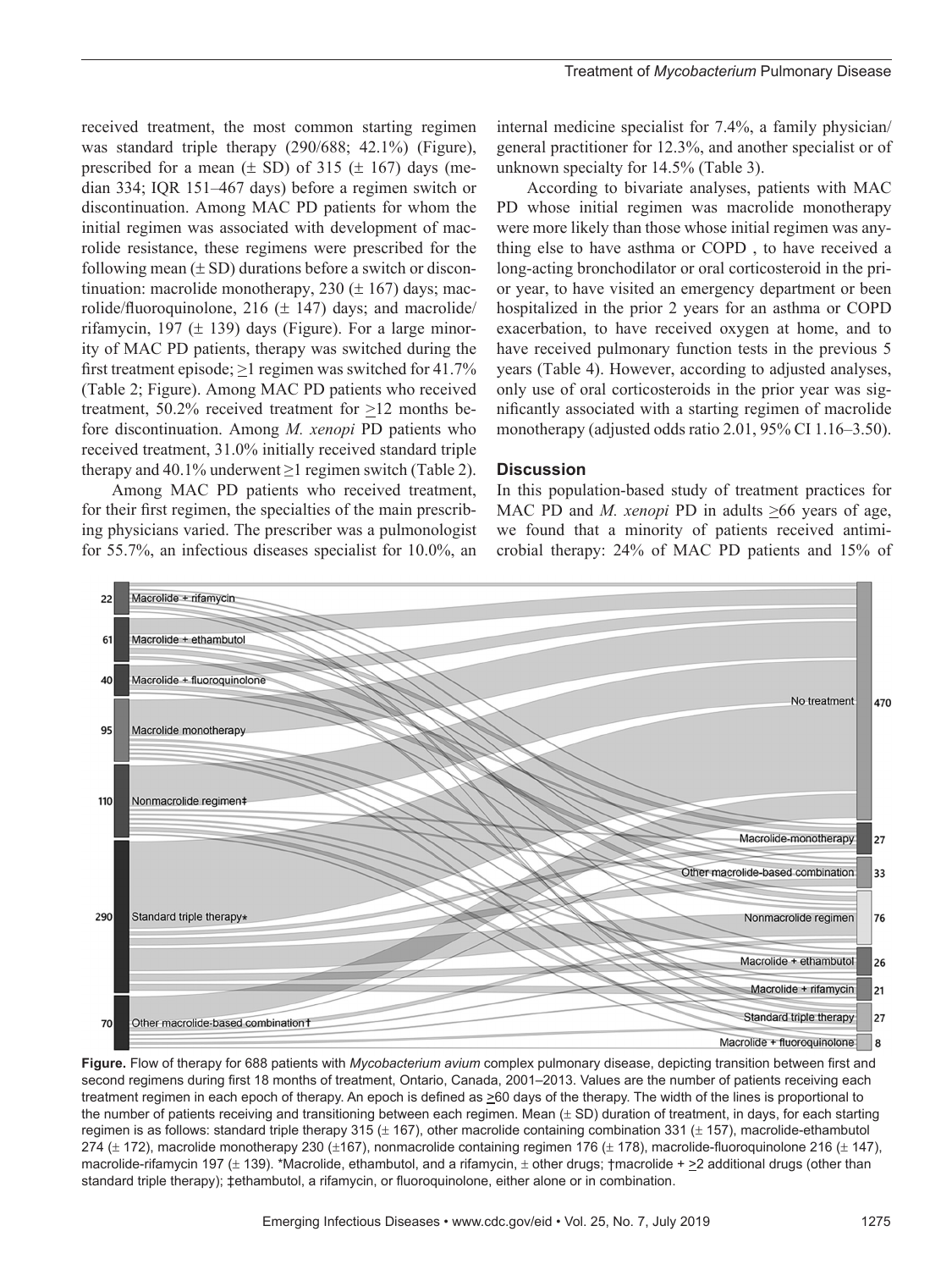received treatment, the most common starting regimen was standard triple therapy (290/688; 42.1%) (Figure), prescribed for a mean (± SD) of 315 (± 167) days (median 334; IQR 151–467 days) before a regimen switch or discontinuation. Among MAC PD patients for whom the initial regimen was associated with development of macrolide resistance, these regimens were prescribed for the following mean (± SD) durations before a switch or discontinuation: macrolide monotherapy, 230 (± 167) days; macrolide/fluoroquinolone, 216 (± 147) days; and macrolide/rifamycin, 197 (± 139) days (Figure). For a large minority of MAC PD patients, therapy was switched during the first treatment episode; ≥1 regimen was switched for 41.7% (Table 2; Figure). Among MAC PD patients who received treatment, 50.2% received treatment for ≥12 months before discontinuation. Among *M. xenopi* PD patients who received treatment, 31.0% initially received standard triple therapy and 40.1% underwent ≥1 regimen switch (Table 2).

Among MAC PD patients who received treatment, for their first regimen, the specialties of the main prescribing physicians varied. The prescriber was a pulmonologist for 55.7%, an infectious diseases specialist for 10.0%, an internal medicine specialist for 7.4%, a family physician/general practitioner for 12.3%, and another specialist or of unknown specialty for 14.5% (Table 3).

According to bivariate analyses, patients with MAC PD whose initial regimen was macrolide monotherapy were more likely than those whose initial regimen was anything else to have asthma or COPD , to have received a long-acting bronchodilator or oral corticosteroid in the prior year, to have visited an emergency department or been hospitalized in the prior 2 years for an asthma or COPD exacerbation, to have received oxygen at home, and to have received pulmonary function tests in the previous 5 years (Table 4). However, according to adjusted analyses, only use of oral corticosteroids in the prior year was significantly associated with a starting regimen of macrolide monotherapy (adjusted odds ratio 2.01, 95% CI 1.16–3.50).

## Discussion

In this population-based study of treatment practices for MAC PD and *M. xenopi* PD in adults ≥66 years of age, we found that a minority of patients received antimicrobial therapy: 24% of MAC PD patients and 15% of

**Figure.** Flow of therapy for 688 patients with *Mycobacterium avium* complex pulmonary disease, depicting transition between first and second regimens during first 18 months of treatment, Ontario, Canada, 2001–2013. Values are the number of patients receiving each treatment regimen in each epoch of therapy. An epoch is defined as ≥60 days of the therapy. The width of the lines is proportional to the number of patients receiving and transitioning between each regimen. Mean (± SD) duration of treatment, in days, for each starting regimen is as follows: standard triple therapy 315 (± 167), other macrolide containing combination 331 (± 157), macrolide-ethambutol 274 (± 172), macrolide monotherapy 230 (±167), nonmacrolide containing regimen 176 (± 178), macrolide-fluoroquinolone 216 (± 147), macrolide-rifamycin 197 (± 139). *Macrolide, ethambutol, and a rifamycin, ± other drugs; †macrolide + ≥2 additional drugs (other than standard triple therapy); ‡ethambutol, a rifamycin, or fluoroquinolone, either alone or in combination.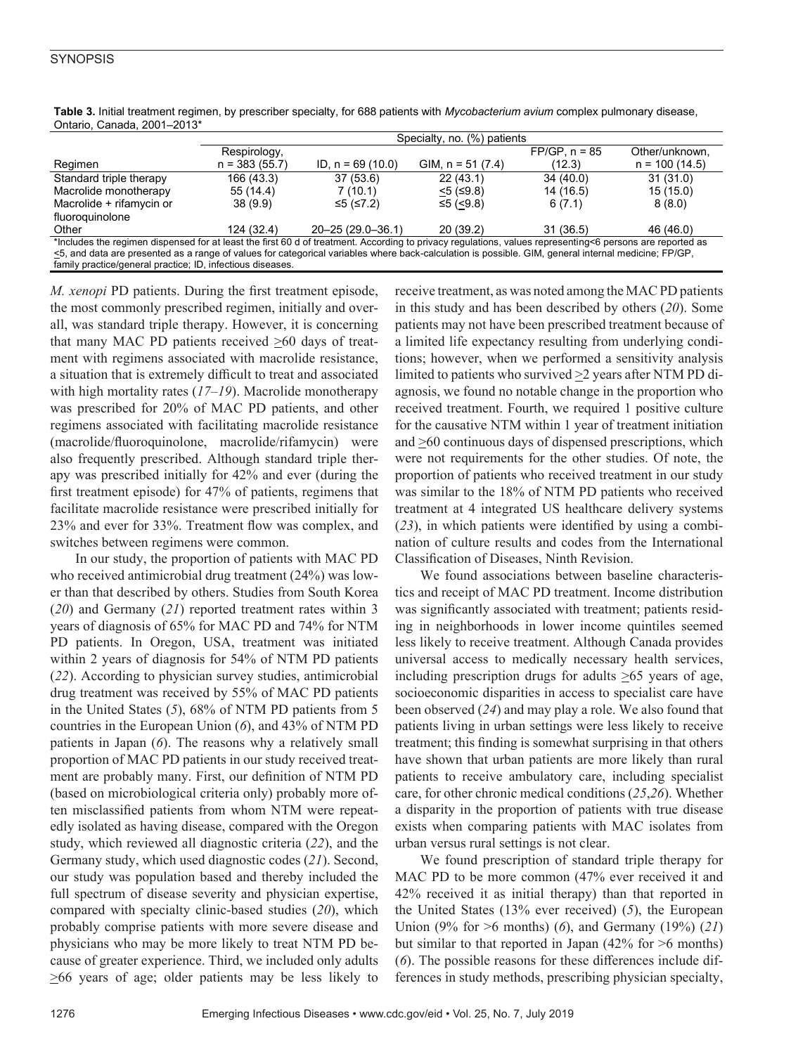**Table 3.** Initial treatment regimen, by prescriber specialty, for 688 patients with *Mycobacterium avium* complex pulmonary disease, Ontario, Canada, 2001–2013*

| Regimen | Specialty, no. (%) patients | | | | |
|---|---|---|---|---|---|
| | Respirology, n = 383 (55.7) | ID, n = 69 (10.0) | GIM, n = 51 (7.4) | FP/GP, n = 85 (12.3) | Other/unknown, n = 100 (14.5) |
| Standard triple therapy | 166 (43.3) | 37 (53.6) | 22 (43.1) | 34 (40.0) | 31 (31.0) |
| Macrolide monotherapy | 55 (14.4) | 7 (10.1) | ≤5 (≤9.8) | 14 (16.5) | 15 (15.0) |
| Macrolide + rifamycin or fluoroquinolone | 38 (9.9) | ≤5 (≤7.2) | ≤5 (≤9.8) | 6 (7.1) | 8 (8.0) |
| Other | 124 (32.4) | 20–25 (29.0–36.1) | 20 (39.2) | 31 (36.5) | 46 (46.0) |

*Includes the regimen dispensed for at least the first 60 d of treatment. According to privacy regulations, values representing<6 persons are reported as ≤5, and data are presented as a range of values for categorical variables where back-calculation is possible. GIM, general internal medicine; FP/GP, family practice/general practice; ID, infectious diseases.

*M. xenopi* PD patients. During the first treatment episode, the most commonly prescribed regimen, initially and overall, was standard triple therapy. However, it is concerning that many MAC PD patients received ≥60 days of treatment with regimens associated with macrolide resistance, a situation that is extremely difficult to treat and associated with high mortality rates (*17*–*19*). Macrolide monotherapy was prescribed for 20% of MAC PD patients, and other regimens associated with facilitating macrolide resistance (macrolide/fluoroquinolone, macrolide/rifamycin) were also frequently prescribed. Although standard triple therapy was prescribed initially for 42% and ever (during the first treatment episode) for 47% of patients, regimens that facilitate macrolide resistance were prescribed initially for 23% and ever for 33%. Treatment flow was complex, and switches between regimens were common.

In our study, the proportion of patients with MAC PD who received antimicrobial drug treatment (24%) was lower than that described by others. Studies from South Korea (*20*) and Germany (*21*) reported treatment rates within 3 years of diagnosis of 65% for MAC PD and 74% for NTM PD patients. In Oregon, USA, treatment was initiated within 2 years of diagnosis for 54% of NTM PD patients (*22*). According to physician survey studies, antimicrobial drug treatment was received by 55% of MAC PD patients in the United States (*5*), 68% of NTM PD patients from 5 countries in the European Union (*6*), and 43% of NTM PD patients in Japan (*6*). The reasons why a relatively small proportion of MAC PD patients in our study received treatment are probably many. First, our definition of NTM PD (based on microbiological criteria only) probably more often misclassified patients from whom NTM were repeatedly isolated as having disease, compared with the Oregon study, which reviewed all diagnostic criteria (*22*), and the Germany study, which used diagnostic codes (*21*). Second, our study was population based and thereby included the full spectrum of disease severity and physician expertise, compared with specialty clinic-based studies (*20*), which probably comprise patients with more severe disease and physicians who may be more likely to treat NTM PD because of greater experience. Third, we included only adults ≥66 years of age; older patients may be less likely to receive treatment, as was noted among the MAC PD patients in this study and has been described by others (*20*). Some patients may not have been prescribed treatment because of a limited life expectancy resulting from underlying conditions; however, when we performed a sensitivity analysis limited to patients who survived ≥2 years after NTM PD diagnosis, we found no notable change in the proportion who received treatment. Fourth, we required 1 positive culture for the causative NTM within 1 year of treatment initiation and ≥60 continuous days of dispensed prescriptions, which were not requirements for the other studies. Of note, the proportion of patients who received treatment in our study was similar to the 18% of NTM PD patients who received treatment at 4 integrated US healthcare delivery systems (*23*), in which patients were identified by using a combination of culture results and codes from the International Classification of Diseases, Ninth Revision.

We found associations between baseline characteristics and receipt of MAC PD treatment. Income distribution was significantly associated with treatment; patients residing in neighborhoods in lower income quintiles seemed less likely to receive treatment. Although Canada provides universal access to medically necessary health services, including prescription drugs for adults ≥65 years of age, socioeconomic disparities in access to specialist care have been observed (*24*) and may play a role. We also found that patients living in urban settings were less likely to receive treatment; this finding is somewhat surprising in that others have shown that urban patients are more likely than rural patients to receive ambulatory care, including specialist care, for other chronic medical conditions (*25*,*26*). Whether a disparity in the proportion of patients with true disease exists when comparing patients with MAC isolates from urban versus rural settings is not clear.

We found prescription of standard triple therapy for MAC PD to be more common (47% ever received it and 42% received it as initial therapy) than that reported in the United States (13% ever received) (*5*), the European Union (9% for >6 months) (*6*), and Germany (19%) (*21*) but similar to that reported in Japan (42% for >6 months) (*6*). The possible reasons for these differences include differences in study methods, prescribing physician specialty,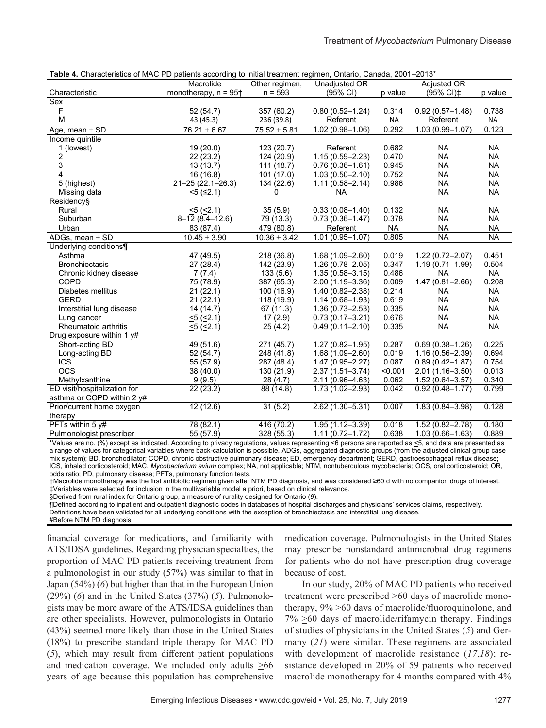**Table 4.** Characteristics of MAC PD patients according to initial treatment regimen, Ontario, Canada, 2001–2013*

| Characteristic | Macrolide monotherapy, n = 95† | Other regimen, n = 593 | Unadjusted OR (95% CI) | p value | Adjusted OR (95% CI)‡ | p value |
|---|---|---|---|---|---|---|
| Sex | | | | | | |
| F | 52 (54.7) | 357 (60.2) | 0.80 (0.52–1.24) | 0.314 | 0.92 (0.57–1.48) | 0.738 |
| M | 43 (45.3) | 236 (39.8) | Referent | NA | Referent | NA |
| Age, mean ± SD | 76.21 ± 6.67 | 75.52 ± 5.81 | 1.02 (0.98–1.06) | 0.292 | 1.03 (0.99–1.07) | 0.123 |
| Income quintile | | | | | | |
| 1 (lowest) | 19 (20.0) | 123 (20.7) | Referent | 0.682 | NA | NA |
| 2 | 22 (23.2) | 124 (20.9) | 1.15 (0.59–2.23) | 0.470 | NA | NA |
| 3 | 13 (13.7) | 111 (18.7) | 0.76 (0.36–1.61) | 0.945 | NA | NA |
| 4 | 16 (16.8) | 101 (17.0) | 1.03 (0.50–2.10) | 0.752 | NA | NA |
| 5 (highest) | 21–25 (22.1–26.3) | 134 (22.6) | 1.11 (0.58–2.14) | 0.986 | NA | NA |
| Missing data | ≤5 (≤2.1) | 0 | NA | | NA | NA |
| Residency§ | | | | | | |
| Rural | ≤5 (≤2.1) | 35 (5.9) | 0.33 (0.08–1.40) | 0.132 | NA | NA |
| Suburban | 8–12 (8.4–12.6) | 79 (13.3) | 0.73 (0.36–1.47) | 0.378 | NA | NA |
| Urban | 83 (87.4) | 479 (80.8) | Referent | NA | NA | NA |
| ADGs, mean ± SD | 10.45 ± 3.90 | 10.36 ± 3.42 | 1.01 (0.95–1.07) | 0.805 | NA | NA |
| Underlying conditions¶ | | | | | | |
| Asthma | 47 (49.5) | 218 (36.8) | 1.68 (1.09–2.60) | 0.019 | 1.22 (0.72–2.07) | 0.451 |
| Bronchiectasis | 27 (28.4) | 142 (23.9) | 1.26 (0.78–2.05) | 0.347 | 1.19 (0.71–1.99) | 0.504 |
| Chronic kidney disease | 7 (7.4) | 133 (5.6) | 1.35 (0.58–3.15) | 0.486 | NA | NA |
| COPD | 75 (78.9) | 387 (65.3) | 2.00 (1.19–3.36) | 0.009 | 1.47 (0.81–2.66) | 0.208 |
| Diabetes mellitus | 21 (22.1) | 100 (16.9) | 1.40 (0.82–2.38) | 0.214 | NA | NA |
| GERD | 21 (22.1) | 118 (19.9) | 1.14 (0.68–1.93) | 0.619 | NA | NA |
| Interstitial lung disease | 14 (14.7) | 67 (11.3) | 1.36 (0.73–2.53) | 0.335 | NA | NA |
| Lung cancer | ≤5 (≤2.1) | 17 (2.9) | 0.73 (0.17–3.21) | 0.676 | NA | NA |
| Rheumatoid arthritis | ≤5 (≤2.1) | 25 (4.2) | 0.49 (0.11–2.10) | 0.335 | NA | NA |
| Drug exposure within 1 y# | | | | | | |
| Short-acting BD | 49 (51.6) | 271 (45.7) | 1.27 (0.82–1.95) | 0.287 | 0.69 (0.38–1.26) | 0.225 |
| Long-acting BD | 52 (54.7) | 248 (41.8) | 1.68 (1.09–2.60) | 0.019 | 1.16 (0.56–2.39) | 0.694 |
| ICS | 55 (57.9) | 287 (48.4) | 1.47 (0.95–2.27) | 0.087 | 0.89 (0.42–1.87) | 0.754 |
| OCS | 38 (40.0) | 130 (21.9) | 2.37 (1.51–3.74) | <0.001 | 2.01 (1.16–3.50) | 0.013 |
| Methylxanthine | 9 (9.5) | 28 (4.7) | 2.11 (0.96–4.63) | 0.062 | 1.52 (0.64–3.57) | 0.340 |
| ED visit/hospitalization for asthma or COPD within 2 y# | 22 (23.2) | 88 (14.8) | 1.73 (1.02–2.93) | 0.042 | 0.92 (0.48–1.77) | 0.799 |
| Prior/current home oxygen therapy | 12 (12.6) | 31 (5.2) | 2.62 (1.30–5.31) | 0.007 | 1.83 (0.84–3.98) | 0.128 |
| PFTs within 5 y# | 78 (82.1) | 416 (70.2) | 1.95 (1.12–3.39) | 0.018 | 1.52 (0.82–2.78) | 0.180 |
| Pulmonologist prescriber | 55 (57.9) | 328 (55.3) | 1.11 (0.72–1.72) | 0.638 | 1.03 (0.66–1.63) | 0.889 |

*Values are no. (%) except as indicated. According to privacy regulations, values representing <6 persons are reported as ≤5, and data are presented as a range of values for categorical variables where back-calculation is possible. ADGs, aggregated diagnostic groups (from the adjusted clinical group case mix system); BD, bronchodilator; COPD, chronic obstructive pulmonary disease; ED, emergency department; GERD, gastroesophageal reflux disease; ICS, inhaled corticosteroid; MAC, *Mycobacterium avium* complex; NA, not applicable; NTM, nontuberculous mycobacteria; OCS, oral corticosteroid; OR, odds ratio; PD, pulmonary disease; PFTs, pulmonary function tests.
†Macrolide monotherapy was the first antibiotic regimen given after NTM PD diagnosis, and was considered ≥60 d with no companion drugs of interest.
‡Variables were selected for inclusion in the multivariable model a priori, based on clinical relevance.
§Derived from rural index for Ontario group, a measure of rurality designed for Ontario (*9*).
¶Defined according to inpatient and outpatient diagnostic codes in databases of hospital discharges and physicians' services claims, respectively. Definitions have been validated for all underlying conditions with the exception of bronchiectasis and interstitial lung disease.
#Before NTM PD diagnosis.

financial coverage for medications, and familiarity with ATS/IDSA guidelines. Regarding physician specialties, the proportion of MAC PD patients receiving treatment from a pulmonologist in our study (57%) was similar to that in Japan (54%) (*6*) but higher than that in the European Union (29%) (*6*) and in the United States (37%) (*5*). Pulmonologists may be more aware of the ATS/IDSA guidelines than are other specialists. However, pulmonologists in Ontario (43%) seemed more likely than those in the United States (18%) to prescribe standard triple therapy for MAC PD (*5*), which may result from different patient populations and medication coverage. We included only adults ≥66 years of age because this population has comprehensive medication coverage. Pulmonologists in the United States may prescribe nonstandard antimicrobial drug regimens for patients who do not have prescription drug coverage because of cost.

In our study, 20% of MAC PD patients who received treatment were prescribed ≥60 days of macrolide monotherapy, 9% ≥60 days of macrolide/fluoroquinolone, and 7% ≥60 days of macrolide/rifamycin therapy. Findings of studies of physicians in the United States (*5*) and Germany (*21*) were similar. These regimens are associated with development of macrolide resistance (*17*,*18*); resistance developed in 20% of 59 patients who received macrolide monotherapy for 4 months compared with 4%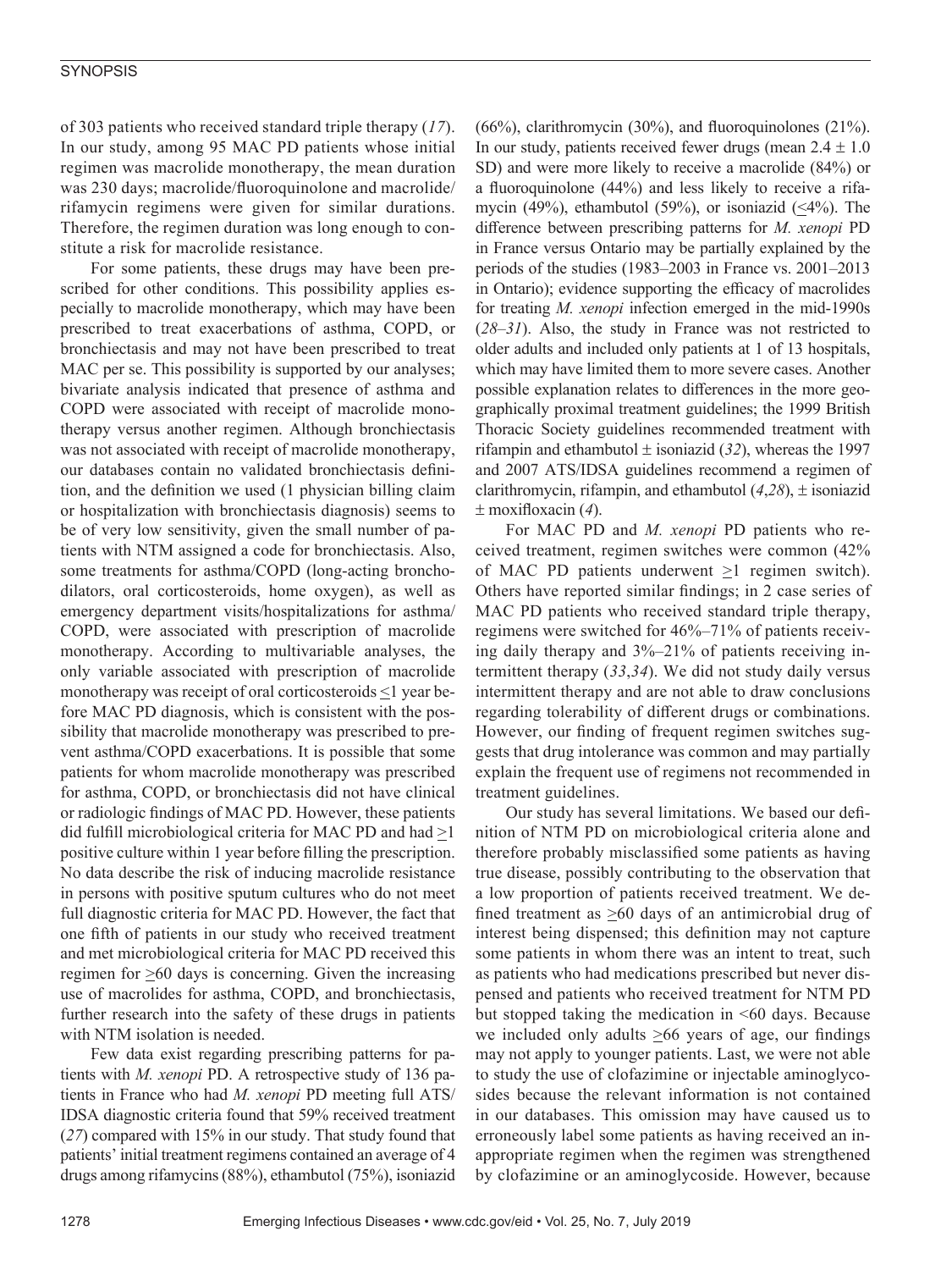of 303 patients who received standard triple therapy (*17*). In our study, among 95 MAC PD patients whose initial regimen was macrolide monotherapy, the mean duration was 230 days; macrolide/fluoroquinolone and macrolide/rifamycin regimens were given for similar durations. Therefore, the regimen duration was long enough to constitute a risk for macrolide resistance.

For some patients, these drugs may have been prescribed for other conditions. This possibility applies especially to macrolide monotherapy, which may have been prescribed to treat exacerbations of asthma, COPD, or bronchiectasis and may not have been prescribed to treat MAC per se. This possibility is supported by our analyses; bivariate analysis indicated that presence of asthma and COPD were associated with receipt of macrolide monotherapy versus another regimen. Although bronchiectasis was not associated with receipt of macrolide monotherapy, our databases contain no validated bronchiectasis definition, and the definition we used (1 physician billing claim or hospitalization with bronchiectasis diagnosis) seems to be of very low sensitivity, given the small number of patients with NTM assigned a code for bronchiectasis. Also, some treatments for asthma/COPD (long-acting bronchodilators, oral corticosteroids, home oxygen), as well as emergency department visits/hospitalizations for asthma/COPD, were associated with prescription of macrolide monotherapy. According to multivariable analyses, the only variable associated with prescription of macrolide monotherapy was receipt of oral corticosteroids $\leq$1 year before MAC PD diagnosis, which is consistent with the possibility that macrolide monotherapy was prescribed to prevent asthma/COPD exacerbations. It is possible that some patients for whom macrolide monotherapy was prescribed for asthma, COPD, or bronchiectasis did not have clinical or radiologic findings of MAC PD. However, these patients did fulfill microbiological criteria for MAC PD and had $\geq$1 positive culture within 1 year before filling the prescription. No data describe the risk of inducing macrolide resistance in persons with positive sputum cultures who do not meet full diagnostic criteria for MAC PD. However, the fact that one fifth of patients in our study who received treatment and met microbiological criteria for MAC PD received this regimen for $\geq$60 days is concerning. Given the increasing use of macrolides for asthma, COPD, and bronchiectasis, further research into the safety of these drugs in patients with NTM isolation is needed.

Few data exist regarding prescribing patterns for patients with *M. xenopi* PD. A retrospective study of 136 patients in France who had *M. xenopi* PD meeting full ATS/IDSA diagnostic criteria found that 59% received treatment (*27*) compared with 15% in our study. That study found that patients' initial treatment regimens contained an average of 4 drugs among rifamycins (88%), ethambutol (75%), isoniazid (66%), clarithromycin (30%), and fluoroquinolones (21%). In our study, patients received fewer drugs (mean 2.4 ± 1.0 SD) and were more likely to receive a macrolide (84%) or a fluoroquinolone (44%) and less likely to receive a rifamycin (49%), ethambutol (59%), or isoniazid (<4%). The difference between prescribing patterns for *M. xenopi* PD in France versus Ontario may be partially explained by the periods of the studies (1983–2003 in France vs. 2001–2013 in Ontario); evidence supporting the efficacy of macrolides for treating *M. xenopi* infection emerged in the mid-1990s (*28*–*31*). Also, the study in France was not restricted to older adults and included only patients at 1 of 13 hospitals, which may have limited them to more severe cases. Another possible explanation relates to differences in the more geographically proximal treatment guidelines; the 1999 British Thoracic Society guidelines recommended treatment with rifampin and ethambutol ± isoniazid (*32*), whereas the 1997 and 2007 ATS/IDSA guidelines recommend a regimen of clarithromycin, rifampin, and ethambutol (*4*,*28*), ± isoniazid ± moxifloxacin (*4*).

For MAC PD and *M. xenopi* PD patients who received treatment, regimen switches were common (42% of MAC PD patients underwent $\geq$1 regimen switch). Others have reported similar findings; in 2 case series of MAC PD patients who received standard triple therapy, regimens were switched for 46%–71% of patients receiving daily therapy and 3%–21% of patients receiving intermittent therapy (*33*,*34*). We did not study daily versus intermittent therapy and are not able to draw conclusions regarding tolerability of different drugs or combinations. However, our finding of frequent regimen switches suggests that drug intolerance was common and may partially explain the frequent use of regimens not recommended in treatment guidelines.

Our study has several limitations. We based our definition of NTM PD on microbiological criteria alone and therefore probably misclassified some patients as having true disease, possibly contributing to the observation that a low proportion of patients received treatment. We defined treatment as $\geq$60 days of an antimicrobial drug of interest being dispensed; this definition may not capture some patients in whom there was an intent to treat, such as patients who had medications prescribed but never dispensed and patients who received treatment for NTM PD but stopped taking the medication in <60 days. Because we included only adults $\geq$66 years of age, our findings may not apply to younger patients. Last, we were not able to study the use of clofazimine or injectable aminoglycosides because the relevant information is not contained in our databases. This omission may have caused us to erroneously label some patients as having received an inappropriate regimen when the regimen was strengthened by clofazimine or an aminoglycoside. However, because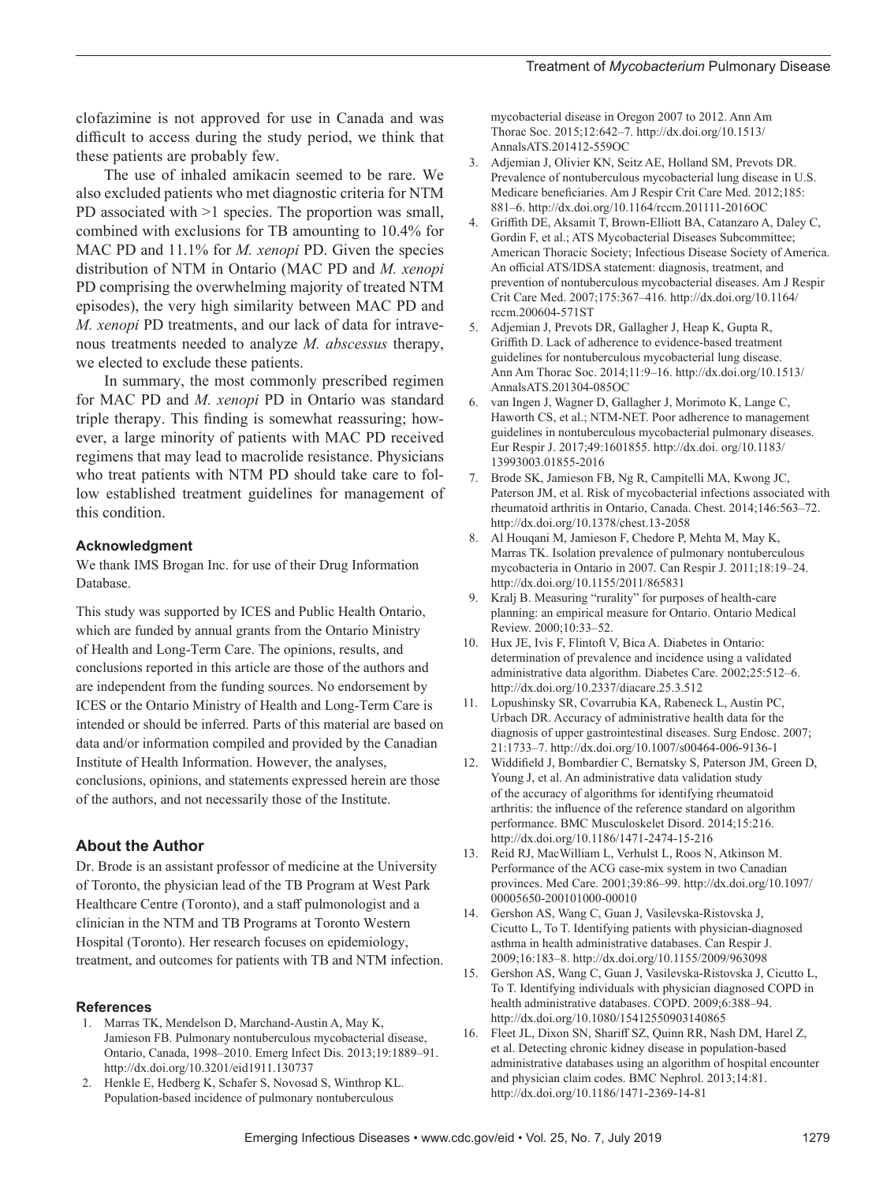clofazimine is not approved for use in Canada and was difficult to access during the study period, we think that these patients are probably few.

The use of inhaled amikacin seemed to be rare. We also excluded patients who met diagnostic criteria for NTM PD associated with >1 species. The proportion was small, combined with exclusions for TB amounting to 10.4% for MAC PD and 11.1% for *M. xenopi* PD. Given the species distribution of NTM in Ontario (MAC PD and *M. xenopi* PD comprising the overwhelming majority of treated NTM episodes), the very high similarity between MAC PD and *M. xenopi* PD treatments, and our lack of data for intravenous treatments needed to analyze *M. abscessus* therapy, we elected to exclude these patients.

In summary, the most commonly prescribed regimen for MAC PD and *M. xenopi* PD in Ontario was standard triple therapy. This finding is somewhat reassuring; however, a large minority of patients with MAC PD received regimens that may lead to macrolide resistance. Physicians who treat patients with NTM PD should take care to follow established treatment guidelines for management of this condition.

### Acknowledgment

We thank IMS Brogan Inc. for use of their Drug Information Database.

This study was supported by ICES and Public Health Ontario, which are funded by annual grants from the Ontario Ministry of Health and Long-Term Care. The opinions, results, and conclusions reported in this article are those of the authors and are independent from the funding sources. No endorsement by ICES or the Ontario Ministry of Health and Long-Term Care is intended or should be inferred. Parts of this material are based on data and/or information compiled and provided by the Canadian Institute of Health Information. However, the analyses, conclusions, opinions, and statements expressed herein are those of the authors, and not necessarily those of the Institute.

## About the Author

Dr. Brode is an assistant professor of medicine at the University of Toronto, the physician lead of the TB Program at West Park Healthcare Centre (Toronto), and a staff pulmonologist and a clinician in the NTM and TB Programs at Toronto Western Hospital (Toronto). Her research focuses on epidemiology, treatment, and outcomes for patients with TB and NTM infection.

### References

1. Marras TK, Mendelson D, Marchand-Austin A, May K, Jamieson FB. Pulmonary nontuberculous mycobacterial disease, Ontario, Canada, 1998–2010. Emerg Infect Dis. 2013;19:1889–91. http://dx.doi.org/10.3201/eid1911.130737
2. Henkle E, Hedberg K, Schafer S, Novosad S, Winthrop KL. Population-based incidence of pulmonary nontuberculous mycobacterial disease in Oregon 2007 to 2012. Ann Am Thorac Soc. 2015;12:642–7. http://dx.doi.org/10.1513/AnnalsATS.201412-559OC
3. Adjemian J, Olivier KN, Seitz AE, Holland SM, Prevots DR. Prevalence of nontuberculous mycobacterial lung disease in U.S. Medicare beneficiaries. Am J Respir Crit Care Med. 2012;185: 881–6. http://dx.doi.org/10.1164/rccm.201111-2016OC
4. Griffith DE, Aksamit T, Brown-Elliott BA, Catanzaro A, Daley C, Gordin F, et al.; ATS Mycobacterial Diseases Subcommittee; American Thoracic Society; Infectious Disease Society of America. An official ATS/IDSA statement: diagnosis, treatment, and prevention of nontuberculous mycobacterial diseases. Am J Respir Crit Care Med. 2007;175:367–416. http://dx.doi.org/10.1164/rccm.200604-571ST
5. Adjemian J, Prevots DR, Gallagher J, Heap K, Gupta R, Griffith D. Lack of adherence to evidence-based treatment guidelines for nontuberculous mycobacterial lung disease. Ann Am Thorac Soc. 2014;11:9–16. http://dx.doi.org/10.1513/AnnalsATS.201304-085OC
6. van Ingen J, Wagner D, Gallagher J, Morimoto K, Lange C, Haworth CS, et al.; NTM-NET. Poor adherence to management guidelines in nontuberculous mycobacterial pulmonary diseases. Eur Respir J. 2017;49:1601855. http://dx.doi. org/10.1183/13993003.01855-2016
7. Brode SK, Jamieson FB, Ng R, Campitelli MA, Kwong JC, Paterson JM, et al. Risk of mycobacterial infections associated with rheumatoid arthritis in Ontario, Canada. Chest. 2014;146:563–72. http://dx.doi.org/10.1378/chest.13-2058
8. Al Houqani M, Jamieson F, Chedore P, Mehta M, May K, Marras TK. Isolation prevalence of pulmonary nontuberculous mycobacteria in Ontario in 2007. Can Respir J. 2011;18:19–24. http://dx.doi.org/10.1155/2011/865831
9. Kralj B. Measuring "rurality" for purposes of health-care planning: an empirical measure for Ontario. Ontario Medical Review. 2000;10:33–52.
10. Hux JE, Ivis F, Flintoft V, Bica A. Diabetes in Ontario: determination of prevalence and incidence using a validated administrative data algorithm. Diabetes Care. 2002;25:512–6. http://dx.doi.org/10.2337/diacare.25.3.512
11. Lopushinsky SR, Covarrubia KA, Rabeneck L, Austin PC, Urbach DR. Accuracy of administrative health data for the diagnosis of upper gastrointestinal diseases. Surg Endosc. 2007; 21:1733–7. http://dx.doi.org/10.1007/s00464-006-9136-1
12. Widdifield J, Bombardier C, Bernatsky S, Paterson JM, Green D, Young J, et al. An administrative data validation study of the accuracy of algorithms for identifying rheumatoid arthritis: the influence of the reference standard on algorithm performance. BMC Musculoskelet Disord. 2014;15:216. http://dx.doi.org/10.1186/1471-2474-15-216
13. Reid RJ, MacWilliam L, Verhulst L, Roos N, Atkinson M. Performance of the ACG case-mix system in two Canadian provinces. Med Care. 2001;39:86–99. http://dx.doi.org/10.1097/00005650-200101000-00010
14. Gershon AS, Wang C, Guan J, Vasilevska-Ristovska J, Cicutto L, To T. Identifying patients with physician-diagnosed asthma in health administrative databases. Can Respir J. 2009;16:183–8. http://dx.doi.org/10.1155/2009/963098
15. Gershon AS, Wang C, Guan J, Vasilevska-Ristovska J, Cicutto L, To T. Identifying individuals with physician diagnosed COPD in health administrative databases. COPD. 2009;6:388–94. http://dx.doi.org/10.1080/15412550903140865
16. Fleet JL, Dixon SN, Shariff SZ, Quinn RR, Nash DM, Harel Z, et al. Detecting chronic kidney disease in population-based administrative databases using an algorithm of hospital encounter and physician claim codes. BMC Nephrol. 2013;14:81. http://dx.doi.org/10.1186/1471-2369-14-81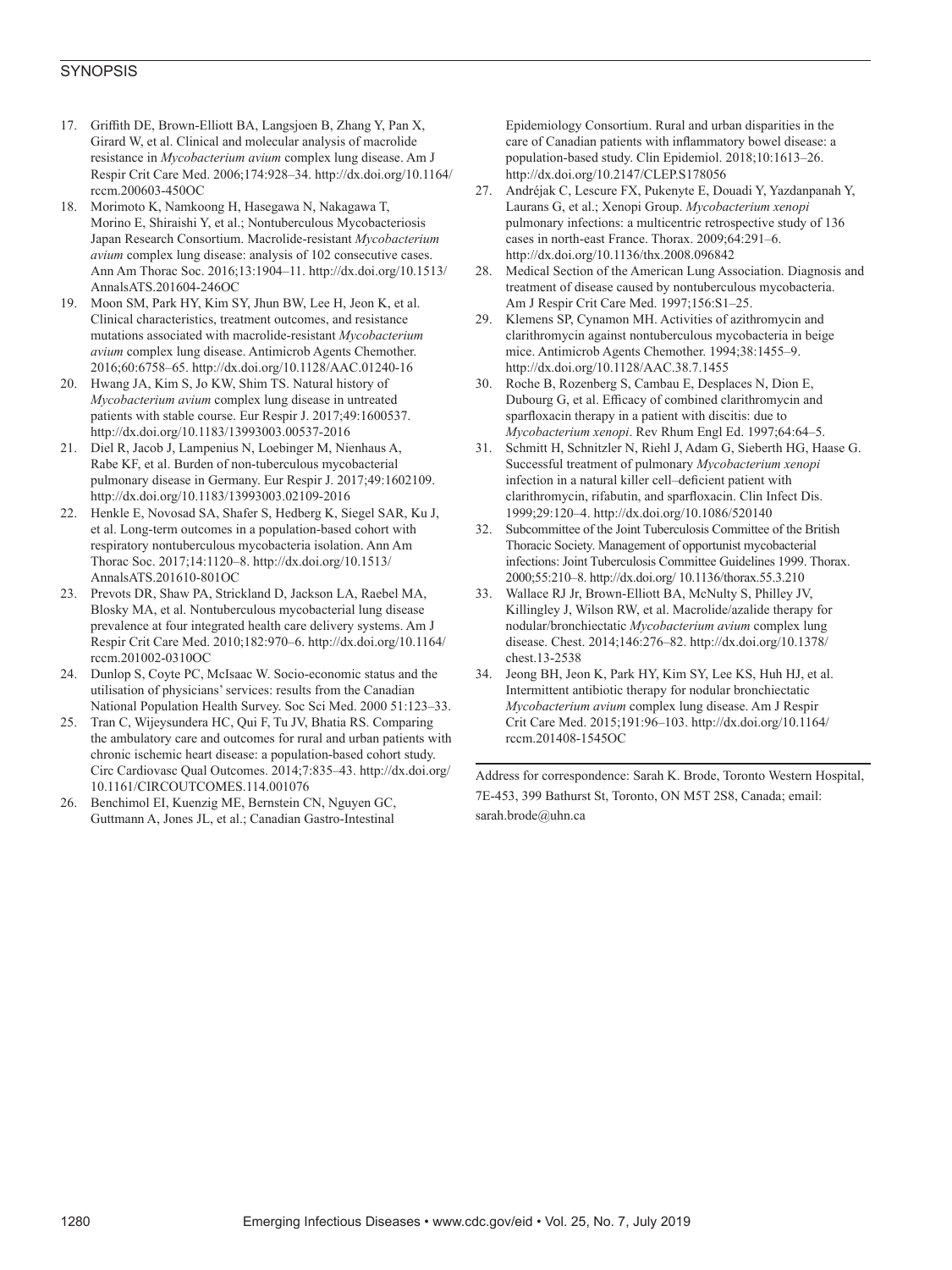17. Griffith DE, Brown-Elliott BA, Langsjoen B, Zhang Y, Pan X, Girard W, et al. Clinical and molecular analysis of macrolide resistance in *Mycobacterium avium* complex lung disease. Am J Respir Crit Care Med. 2006;174:928–34. http://dx.doi.org/10.1164/rccm.200603-450OC
18. Morimoto K, Namkoong H, Hasegawa N, Nakagawa T, Morino E, Shiraishi Y, et al.; Nontuberculous Mycobacteriosis Japan Research Consortium. Macrolide-resistant *Mycobacterium avium* complex lung disease: analysis of 102 consecutive cases. Ann Am Thorac Soc. 2016;13:1904–11. http://dx.doi.org/10.1513/AnnalsATS.201604-246OC
19. Moon SM, Park HY, Kim SY, Jhun BW, Lee H, Jeon K, et al. Clinical characteristics, treatment outcomes, and resistance mutations associated with macrolide-resistant *Mycobacterium avium* complex lung disease. Antimicrob Agents Chemother. 2016;60:6758–65. http://dx.doi.org/10.1128/AAC.01240-16
20. Hwang JA, Kim S, Jo KW, Shim TS. Natural history of *Mycobacterium avium* complex lung disease in untreated patients with stable course. Eur Respir J. 2017;49:1600537. http://dx.doi.org/10.1183/13993003.00537-2016
21. Diel R, Jacob J, Lampenius N, Loebinger M, Nienhaus A, Rabe KF, et al. Burden of non-tuberculous mycobacterial pulmonary disease in Germany. Eur Respir J. 2017;49:1602109. http://dx.doi.org/10.1183/13993003.02109-2016
22. Henkle E, Novosad SA, Shafer S, Hedberg K, Siegel SAR, Ku J, et al. Long-term outcomes in a population-based cohort with respiratory nontuberculous mycobacteria isolation. Ann Am Thorac Soc. 2017;14:1120–8. http://dx.doi.org/10.1513/AnnalsATS.201610-801OC
23. Prevots DR, Shaw PA, Strickland D, Jackson LA, Raebel MA, Blosky MA, et al. Nontuberculous mycobacterial lung disease prevalence at four integrated health care delivery systems. Am J Respir Crit Care Med. 2010;182:970–6. http://dx.doi.org/10.1164/rccm.201002-0310OC
24. Dunlop S, Coyte PC, McIsaac W. Socio-economic status and the utilisation of physicians' services: results from the Canadian National Population Health Survey. Soc Sci Med. 2000 51:123–33.
25. Tran C, Wijeysundera HC, Qui F, Tu JV, Bhatia RS. Comparing the ambulatory care and outcomes for rural and urban patients with chronic ischemic heart disease: a population-based cohort study. Circ Cardiovasc Qual Outcomes. 2014;7:835–43. http://dx.doi.org/10.1161/CIRCOUTCOMES.114.001076
26. Benchimol EI, Kuenzig ME, Bernstein CN, Nguyen GC, Guttmann A, Jones JL, et al.; Canadian Gastro-Intestinal Epidemiology Consortium. Rural and urban disparities in the care of Canadian patients with inflammatory bowel disease: a population-based study. Clin Epidemiol. 2018;10:1613–26. http://dx.doi.org/10.2147/CLEP.S178056
27. Andréjak C, Lescure FX, Pukenyte E, Douadi Y, Yazdanpanah Y, Laurans G, et al.; Xenopi Group. *Mycobacterium xenopi* pulmonary infections: a multicentric retrospective study of 136 cases in north-east France. Thorax. 2009;64:291–6. http://dx.doi.org/10.1136/thx.2008.096842
28. Medical Section of the American Lung Association. Diagnosis and treatment of disease caused by nontuberculous mycobacteria. Am J Respir Crit Care Med. 1997;156:S1–25.
29. Klemens SP, Cynamon MH. Activities of azithromycin and clarithromycin against nontuberculous mycobacteria in beige mice. Antimicrob Agents Chemother. 1994;38:1455–9. http://dx.doi.org/10.1128/AAC.38.7.1455
30. Roche B, Rozenberg S, Cambau E, Desplaces N, Dion E, Dubourg G, et al. Efficacy of combined clarithromycin and sparfloxacin therapy in a patient with discitis: due to *Mycobacterium xenopi*. Rev Rhum Engl Ed. 1997;64:64–5.
31. Schmitt H, Schnitzler N, Riehl J, Adam G, Sieberth HG, Haase G. Successful treatment of pulmonary *Mycobacterium xenopi* infection in a natural killer cell–deficient patient with clarithromycin, rifabutin, and sparfloxacin. Clin Infect Dis. 1999;29:120–4. http://dx.doi.org/10.1086/520140
32. Subcommittee of the Joint Tuberculosis Committee of the British Thoracic Society. Management of opportunist mycobacterial infections: Joint Tuberculosis Committee Guidelines 1999. Thorax. 2000;55:210–8. http://dx.doi.org/ 10.1136/thorax.55.3.210
33. Wallace RJ Jr, Brown-Elliott BA, McNulty S, Philley JV, Killingley J, Wilson RW, et al. Macrolide/azalide therapy for nodular/bronchiectatic *Mycobacterium avium* complex lung disease. Chest. 2014;146:276–82. http://dx.doi.org/10.1378/chest.13-2538
34. Jeong BH, Jeon K, Park HY, Kim SY, Lee KS, Huh HJ, et al. Intermittent antibiotic therapy for nodular bronchiectatic *Mycobacterium avium* complex lung disease. Am J Respir Crit Care Med. 2015;191:96–103. http://dx.doi.org/10.1164/rccm.201408-1545OC

Address for correspondence: Sarah K. Brode, Toronto Western Hospital, 7E-453, 399 Bathurst St, Toronto, ON M5T 2S8, Canada; email: sarah.brode@uhn.ca